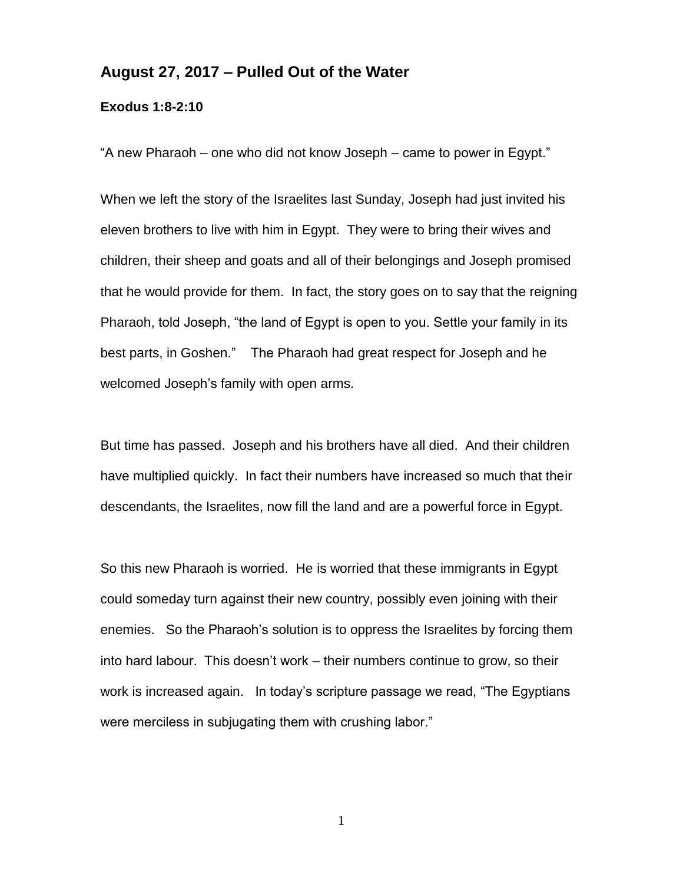## August 27, 2017 – Pulled Out of the Water

**Exodus 1:8-2:10**

"A new Pharaoh – one who did not know Joseph – came to power in Egypt."

When we left the story of the Israelites last Sunday, Joseph had just invited his eleven brothers to live with him in Egypt. They were to bring their wives and children, their sheep and goats and all of their belongings and Joseph promised that he would provide for them. In fact, the story goes on to say that the reigning Pharaoh, told Joseph, "the land of Egypt is open to you. Settle your family in its best parts, in Goshen." The Pharaoh had great respect for Joseph and he welcomed Joseph's family with open arms.

But time has passed. Joseph and his brothers have all died. And their children have multiplied quickly. In fact their numbers have increased so much that their descendants, the Israelites, now fill the land and are a powerful force in Egypt.

So this new Pharaoh is worried. He is worried that these immigrants in Egypt could someday turn against their new country, possibly even joining with their enemies. So the Pharaoh's solution is to oppress the Israelites by forcing them into hard labour. This doesn't work – their numbers continue to grow, so their work is increased again. In today's scripture passage we read, "The Egyptians were merciless in subjugating them with crushing labor."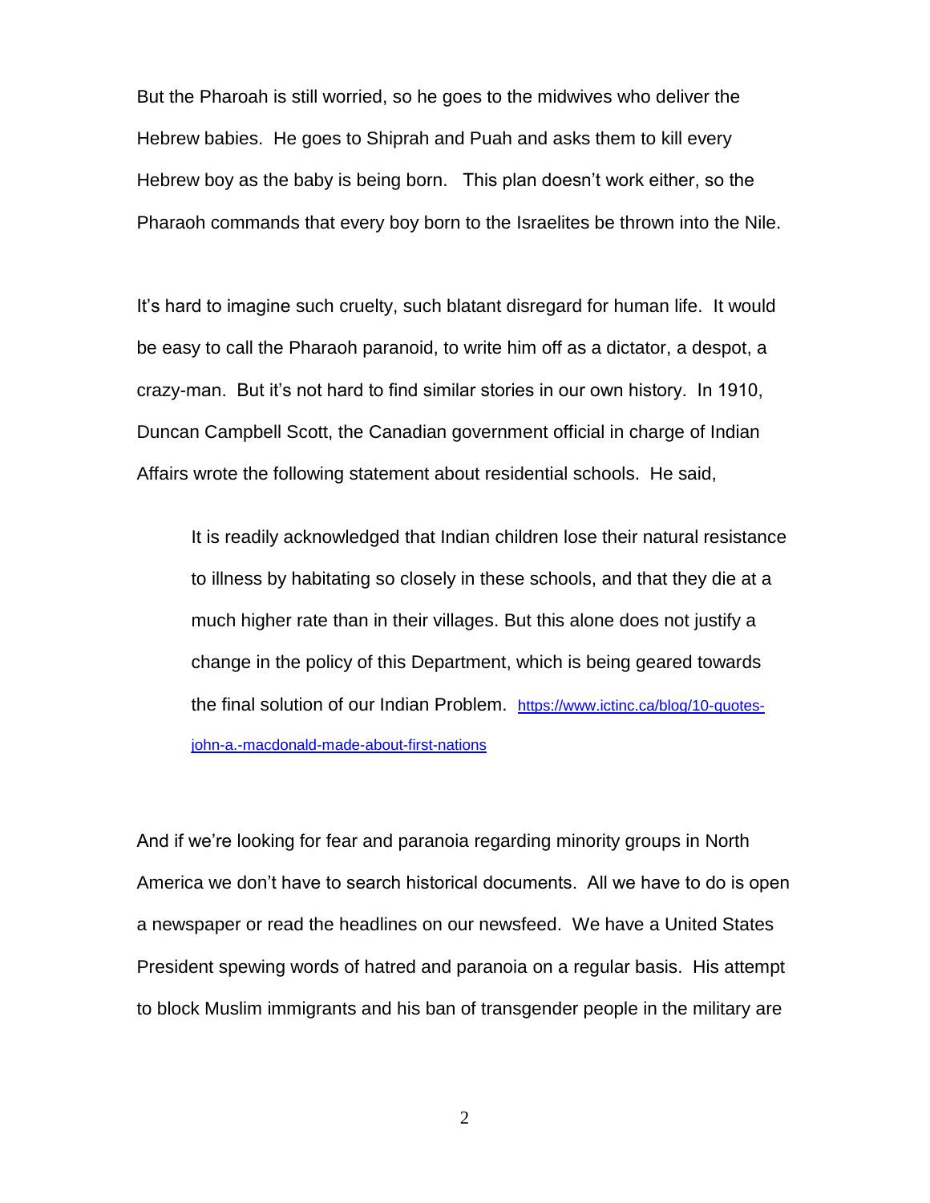But the Pharoah is still worried, so he goes to the midwives who deliver the Hebrew babies. He goes to Shiprah and Puah and asks them to kill every Hebrew boy as the baby is being born. This plan doesn't work either, so the Pharaoh commands that every boy born to the Israelites be thrown into the Nile.

It's hard to imagine such cruelty, such blatant disregard for human life. It would be easy to call the Pharaoh paranoid, to write him off as a dictator, a despot, a crazy-man. But it's not hard to find similar stories in our own history. In 1910, Duncan Campbell Scott, the Canadian government official in charge of Indian Affairs wrote the following statement about residential schools. He said,

> It is readily acknowledged that Indian children lose their natural resistance to illness by habitating so closely in these schools, and that they die at a much higher rate than in their villages. But this alone does not justify a change in the policy of this Department, which is being geared towards the final solution of our Indian Problem. https://www.ictinc.ca/blog/10-quotes-john-a.-macdonald-made-about-first-nations

And if we're looking for fear and paranoia regarding minority groups in North America we don't have to search historical documents. All we have to do is open a newspaper or read the headlines on our newsfeed. We have a United States President spewing words of hatred and paranoia on a regular basis. His attempt to block Muslim immigrants and his ban of transgender people in the military are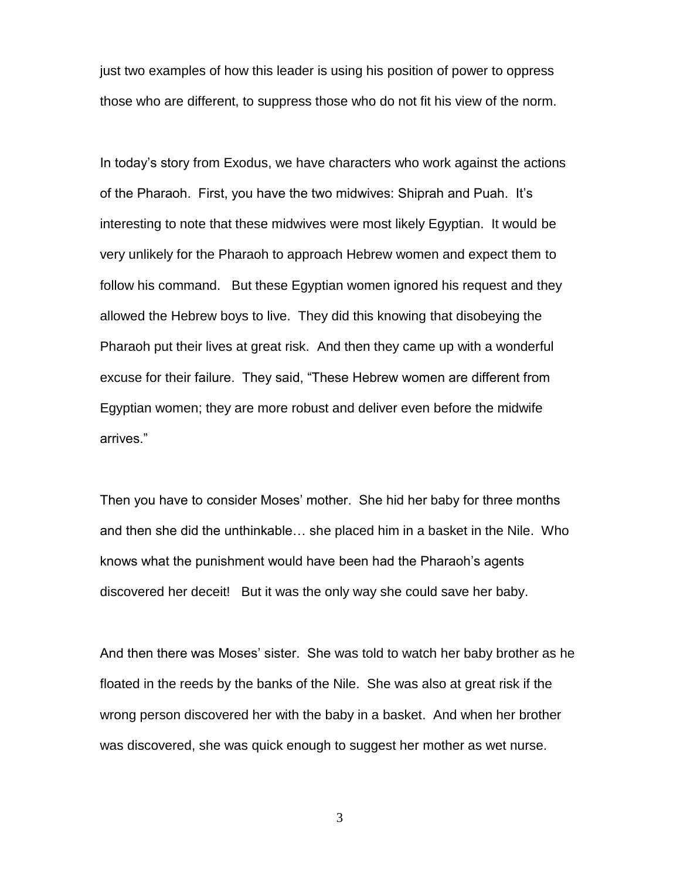just two examples of how this leader is using his position of power to oppress those who are different, to suppress those who do not fit his view of the norm.

In today's story from Exodus, we have characters who work against the actions of the Pharaoh. First, you have the two midwives: Shiprah and Puah. It's interesting to note that these midwives were most likely Egyptian. It would be very unlikely for the Pharaoh to approach Hebrew women and expect them to follow his command. But these Egyptian women ignored his request and they allowed the Hebrew boys to live. They did this knowing that disobeying the Pharaoh put their lives at great risk. And then they came up with a wonderful excuse for their failure. They said, "These Hebrew women are different from Egyptian women; they are more robust and deliver even before the midwife arrives."

Then you have to consider Moses' mother. She hid her baby for three months and then she did the unthinkable… she placed him in a basket in the Nile. Who knows what the punishment would have been had the Pharaoh's agents discovered her deceit! But it was the only way she could save her baby.

And then there was Moses' sister. She was told to watch her baby brother as he floated in the reeds by the banks of the Nile. She was also at great risk if the wrong person discovered her with the baby in a basket. And when her brother was discovered, she was quick enough to suggest her mother as wet nurse.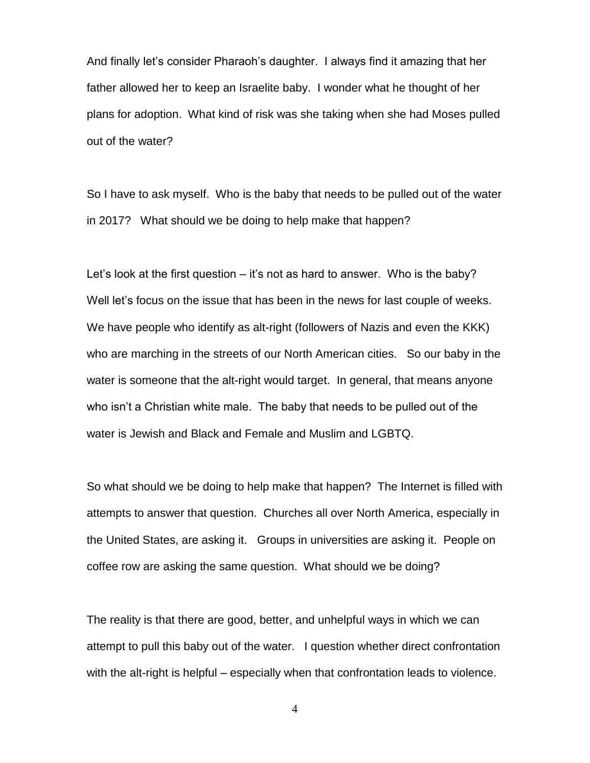And finally let's consider Pharaoh's daughter. I always find it amazing that her father allowed her to keep an Israelite baby. I wonder what he thought of her plans for adoption. What kind of risk was she taking when she had Moses pulled out of the water?

So I have to ask myself. Who is the baby that needs to be pulled out of the water in 2017? What should we be doing to help make that happen?

Let's look at the first question – it's not as hard to answer. Who is the baby? Well let's focus on the issue that has been in the news for last couple of weeks. We have people who identify as alt-right (followers of Nazis and even the KKK) who are marching in the streets of our North American cities. So our baby in the water is someone that the alt-right would target. In general, that means anyone who isn't a Christian white male. The baby that needs to be pulled out of the water is Jewish and Black and Female and Muslim and LGBTQ.

So what should we be doing to help make that happen? The Internet is filled with attempts to answer that question. Churches all over North America, especially in the United States, are asking it. Groups in universities are asking it. People on coffee row are asking the same question. What should we be doing?

The reality is that there are good, better, and unhelpful ways in which we can attempt to pull this baby out of the water. I question whether direct confrontation with the alt-right is helpful – especially when that confrontation leads to violence.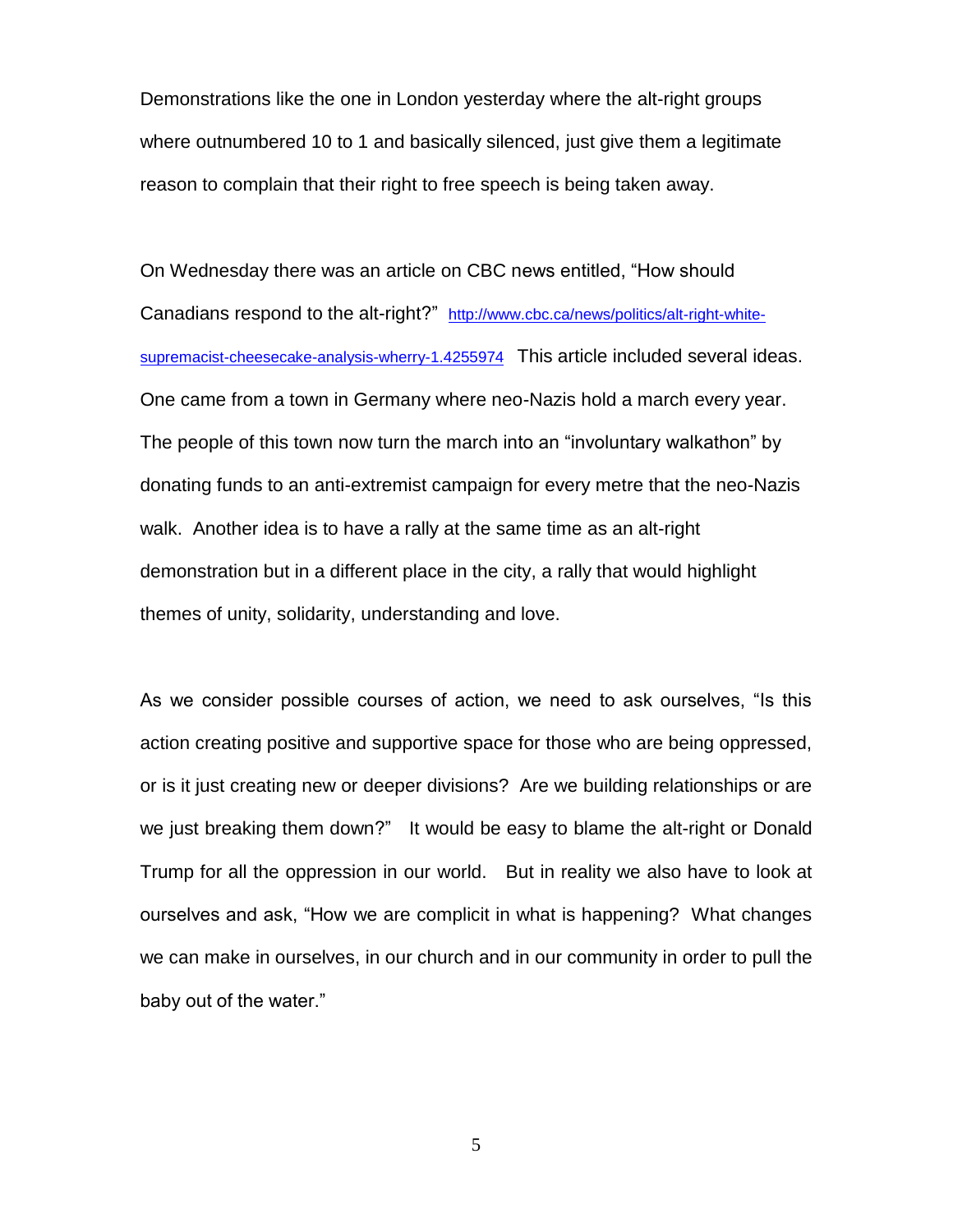Demonstrations like the one in London yesterday where the alt-right groups where outnumbered 10 to 1 and basically silenced, just give them a legitimate reason to complain that their right to free speech is being taken away.

On Wednesday there was an article on CBC news entitled, "How should Canadians respond to the alt-right?" http://www.cbc.ca/news/politics/alt-right-white-supremacist-cheesecake-analysis-wherry-1.4255974 This article included several ideas. One came from a town in Germany where neo-Nazis hold a march every year. The people of this town now turn the march into an "involuntary walkathon" by donating funds to an anti-extremist campaign for every metre that the neo-Nazis walk. Another idea is to have a rally at the same time as an alt-right demonstration but in a different place in the city, a rally that would highlight themes of unity, solidarity, understanding and love.

As we consider possible courses of action, we need to ask ourselves, "Is this action creating positive and supportive space for those who are being oppressed, or is it just creating new or deeper divisions? Are we building relationships or are we just breaking them down?" It would be easy to blame the alt-right or Donald Trump for all the oppression in our world. But in reality we also have to look at ourselves and ask, "How we are complicit in what is happening? What changes we can make in ourselves, in our church and in our community in order to pull the baby out of the water."